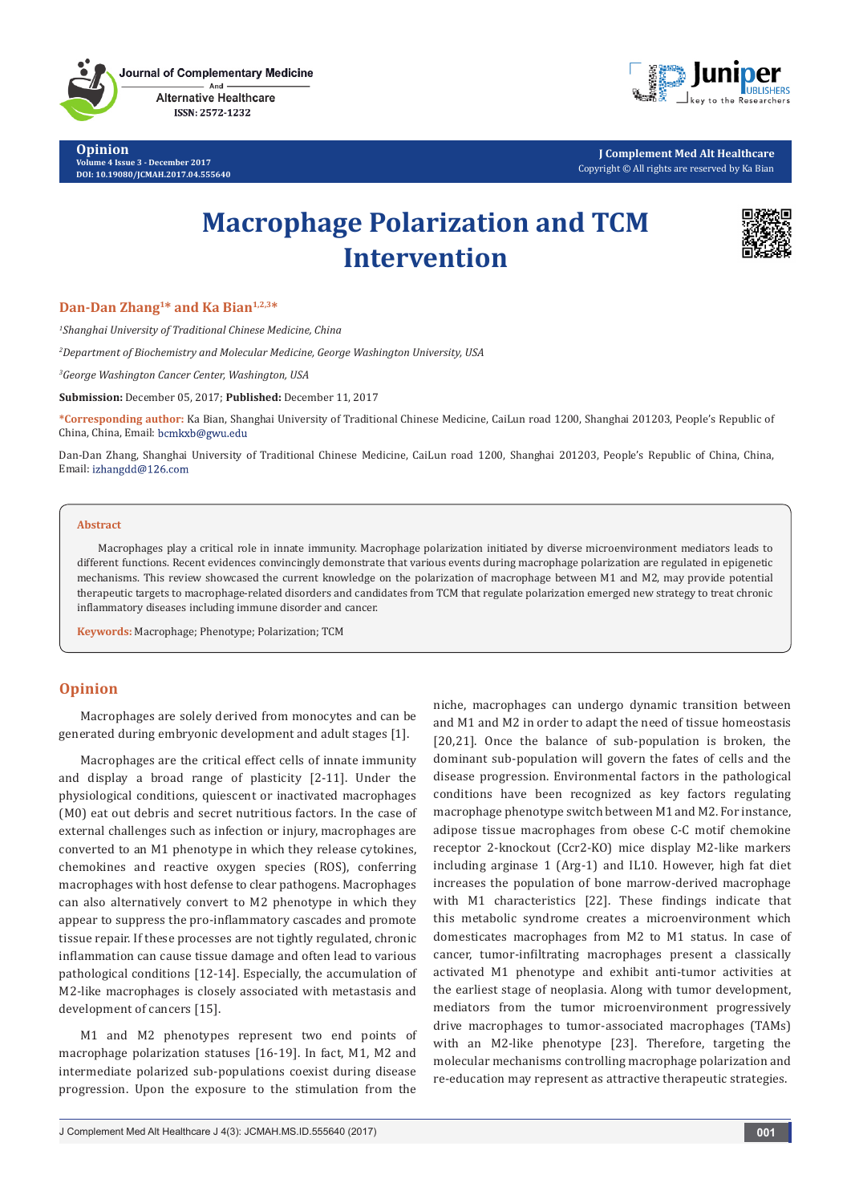Opinion
Volume 4 Issue 3 - December 2017
DOI: 10.19080/JCMAH.2017.04.555640

J Complement Med Alt Healthcare
Copyright © All rights are reserved by Ka Bian

# Macrophage Polarization and TCM Intervention

**Dan-Dan Zhang[1]\* and Ka Bian[1,2,3]\***

*[1]Shanghai University of Traditional Chinese Medicine, China*

*[2]Department of Biochemistry and Molecular Medicine, George Washington University, USA*

*[3]George Washington Cancer Center, Washington, USA*

**Submission:** December 05, 2017; **Published:** December 11, 2017

**\*Corresponding author:** Ka Bian, Shanghai University of Traditional Chinese Medicine, CaiLun road 1200, Shanghai 201203, People's Republic of China, China, Email: bcmkxb@gwu.edu

Dan-Dan Zhang, Shanghai University of Traditional Chinese Medicine, CaiLun road 1200, Shanghai 201203, People's Republic of China, China, Email: izhangdd@126.com

## Abstract

Macrophages play a critical role in innate immunity. Macrophage polarization initiated by diverse microenvironment mediators leads to different functions. Recent evidences convincingly demonstrate that various events during macrophage polarization are regulated in epigenetic mechanisms. This review showcased the current knowledge on the polarization of macrophage between M1 and M2, may provide potential therapeutic targets to macrophage-related disorders and candidates from TCM that regulate polarization emerged new strategy to treat chronic inflammatory diseases including immune disorder and cancer.

**Keywords:** Macrophage; Phenotype; Polarization; TCM

## Opinion

Macrophages are solely derived from monocytes and can be generated during embryonic development and adult stages [1].

Macrophages are the critical effect cells of innate immunity and display a broad range of plasticity [2-11]. Under the physiological conditions, quiescent or inactivated macrophages (M0) eat out debris and secret nutritious factors. In the case of external challenges such as infection or injury, macrophages are converted to an M1 phenotype in which they release cytokines, chemokines and reactive oxygen species (ROS), conferring macrophages with host defense to clear pathogens. Macrophages can also alternatively convert to M2 phenotype in which they appear to suppress the pro-inflammatory cascades and promote tissue repair. If these processes are not tightly regulated, chronic inflammation can cause tissue damage and often lead to various pathological conditions [12-14]. Especially, the accumulation of M2-like macrophages is closely associated with metastasis and development of cancers [15].

M1 and M2 phenotypes represent two end points of macrophage polarization statuses [16-19]. In fact, M1, M2 and intermediate polarized sub-populations coexist during disease progression. Upon the exposure to the stimulation from the niche, macrophages can undergo dynamic transition between and M1 and M2 in order to adapt the need of tissue homeostasis [20,21]. Once the balance of sub-population is broken, the dominant sub-population will govern the fates of cells and the disease progression. Environmental factors in the pathological conditions have been recognized as key factors regulating macrophage phenotype switch between M1 and M2. For instance, adipose tissue macrophages from obese C-C motif chemokine receptor 2-knockout (Ccr2-KO) mice display M2-like markers including arginase 1 (Arg-1) and IL10. However, high fat diet increases the population of bone marrow-derived macrophage with M1 characteristics [22]. These findings indicate that this metabolic syndrome creates a microenvironment which domesticates macrophages from M2 to M1 status. In case of cancer, tumor-infiltrating macrophages present a classically activated M1 phenotype and exhibit anti-tumor activities at the earliest stage of neoplasia. Along with tumor development, mediators from the tumor microenvironment progressively drive macrophages to tumor-associated macrophages (TAMs) with an M2-like phenotype [23]. Therefore, targeting the molecular mechanisms controlling macrophage polarization and re-education may represent as attractive therapeutic strategies.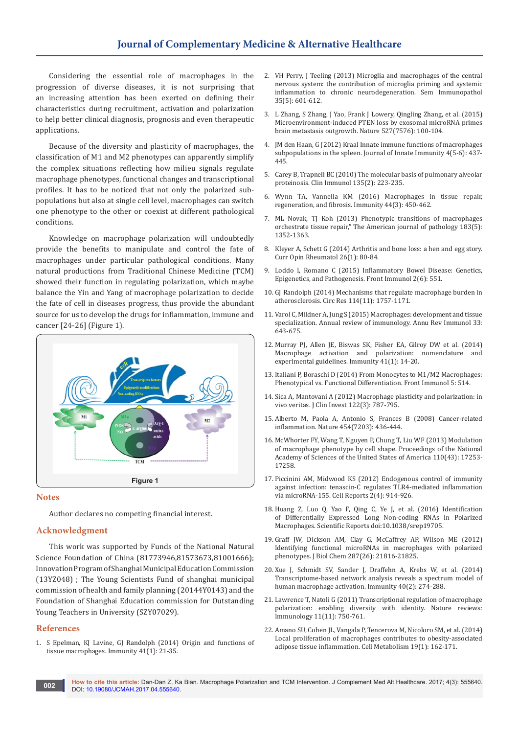Considering the essential role of macrophages in the progression of diverse diseases, it is not surprising that an increasing attention has been exerted on defining their characteristics during recruitment, activation and polarization to help better clinical diagnosis, prognosis and even therapeutic applications.

Because of the diversity and plasticity of macrophages, the classification of M1 and M2 phenotypes can apparently simplify the complex situations reflecting how milieu signals regulate macrophage phenotypes, functional changes and transcriptional profiles. It has to be noticed that not only the polarized sub-populations but also at single cell level, macrophages can switch one phenotype to the other or coexist at different pathological conditions.

Knowledge on macrophage polarization will undoubtedly provide the benefits to manipulate and control the fate of macrophages under particular pathological conditions. Many natural productions from Traditional Chinese Medicine (TCM) showed their function in regulating polarization, which maybe balance the Yin and Yang of macrophage polarization to decide the fate of cell in diseases progress, thus provide the abundant source for us to develop the drugs for inflammation, immune and cancer [24-26] (Figure 1).

Figure 1

## Notes

Author declares no competing financial interest.

## Acknowledgment

This work was supported by Funds of the National Natural Science Foundation of China (81773946,81573673,81001666); Innovation Program of Shanghai Municipal Education Commission (13YZ048) ; The Young Scientists Fund of shanghai municipal commission of health and family planning (20144Y0143) and the Foundation of Shanghai Education commission for Outstanding Young Teachers in University (SZY07029).

## References

1. S Epelman, KJ Lavine, GJ Randolph (2014) Origin and functions of tissue macrophages. Immunity 41(1): 21-35.
2. VH Perry, J Teeling (2013) Microglia and macrophages of the central nervous system: the contribution of microglia priming and systemic inflammation to chronic neurodegeneration. Sem Immunopathol 35(5): 601-612.
3. L Zhang, S Zhang, J Yao, Frank J Lowery, Qingling Zhang, et al. (2015) Microenvironment-induced PTEN loss by exosomal microRNA primes brain metastasis outgrowth. Nature 527(7576): 100-104.
4. JM den Haan, G (2012) Kraal Innate immune functions of macrophages subpopulations in the spleen. Journal of Innate Immunity 4(5-6): 437-445.
5. Carey B, Trapnell BC (2010) The molecular basis of pulmonary alveolar proteinosis. Clin Immunol 135(2): 223-235.
6. Wynn TA, Vannella KM (2016) Macrophages in tissue repair, regeneration, and fibrosis. Immunity 44(3): 450-462.
7. ML Novak, TJ Koh (2013) Phenotypic transitions of macrophages orchestrate tissue repair," The American journal of pathology 183(5): 1352-1363.
8. Kleyer A, Schett G (2014) Arthritis and bone loss: a hen and egg story. Curr Opin Rheumatol 26(1): 80-84.
9. Loddo I, Romano C (2015) Inflammatory Bowel Disease: Genetics, Epigenetics, and Pathogenesis. Front Immunol 2(6): 551.
10. GJ Randolph (2014) Mechanisms that regulate macrophage burden in atherosclerosis. Circ Res 114(11): 1757-1171.
11. Varol C, Mildner A, Jung S (2015) Macrophages: development and tissue specialization. Annual review of immunology. Annu Rev Immunol 33: 643-675.
12. Murray PJ, Allen JE, Biswas SK, Fisher EA, Gilroy DW et al. (2014) Macrophage activation and polarization: nomenclature and experimental guidelines. Immunity 41(1): 14-20.
13. Italiani P, Boraschi D (2014) From Monocytes to M1/M2 Macrophages: Phenotypical vs. Functional Differentiation. Front Immunol 5: 514.
14. Sica A, Mantovani A (2012) Macrophage plasticity and polarization: in vivo veritas. J Clin Invest 122(3): 787-795.
15. Alberto M, Paola A, Antonio S, Frances B (2008) Cancer-related inflammation. Nature 454(7203): 436-444.
16. McWhorter FY, Wang T, Nguyen P, Chung T, Liu WF (2013) Modulation of macrophage phenotype by cell shape. Proceedings of the National Academy of Sciences of the United States of America 110(43): 17253-17258.
17. Piccinini AM, Midwood KS (2012) Endogenous control of immunity against infection: tenascin-C regulates TLR4-mediated inflammation via microRNA-155. Cell Reports 2(4): 914-926.
18. Huang Z, Luo Q, Yao F, Qing C, Ye J, et al. (2016) Identification of Differentially Expressed Long Non-coding RNAs in Polarized Macrophages. Scientific Reports doi:10.1038/srep19705.
19. Graff JW, Dickson AM, Clay G, McCaffrey AP, Wilson ME (2012) Identifying functional microRNAs in macrophages with polarized phenotypes. J Biol Chem 287(26): 21816-21825.
20. Xue J, Schmidt SV, Sander J, Draffehn A, Krebs W, et al. (2014) Transcriptome-based network analysis reveals a spectrum model of human macrophage activation. Immunity 40(2): 274-288.
21. Lawrence T, Natoli G (2011) Transcriptional regulation of macrophage polarization: enabling diversity with identity. Nature reviews: Immunology 11(11): 750-761.
22. Amano SU, Cohen JL, Vangala P, Tencerova M, Nicoloro SM, et al. (2014) Local proliferation of macrophages contributes to obesity-associated adipose tissue inflammation. Cell Metabolism 19(1): 162-171.

**How to cite this article:** Dan-Dan Z, Ka Bian. Macrophage Polarization and TCM Intervention. J Complement Med Alt Healthcare. 2017; 4(3): 555640. DOI: 10.19080/JCMAH.2017.04.555640.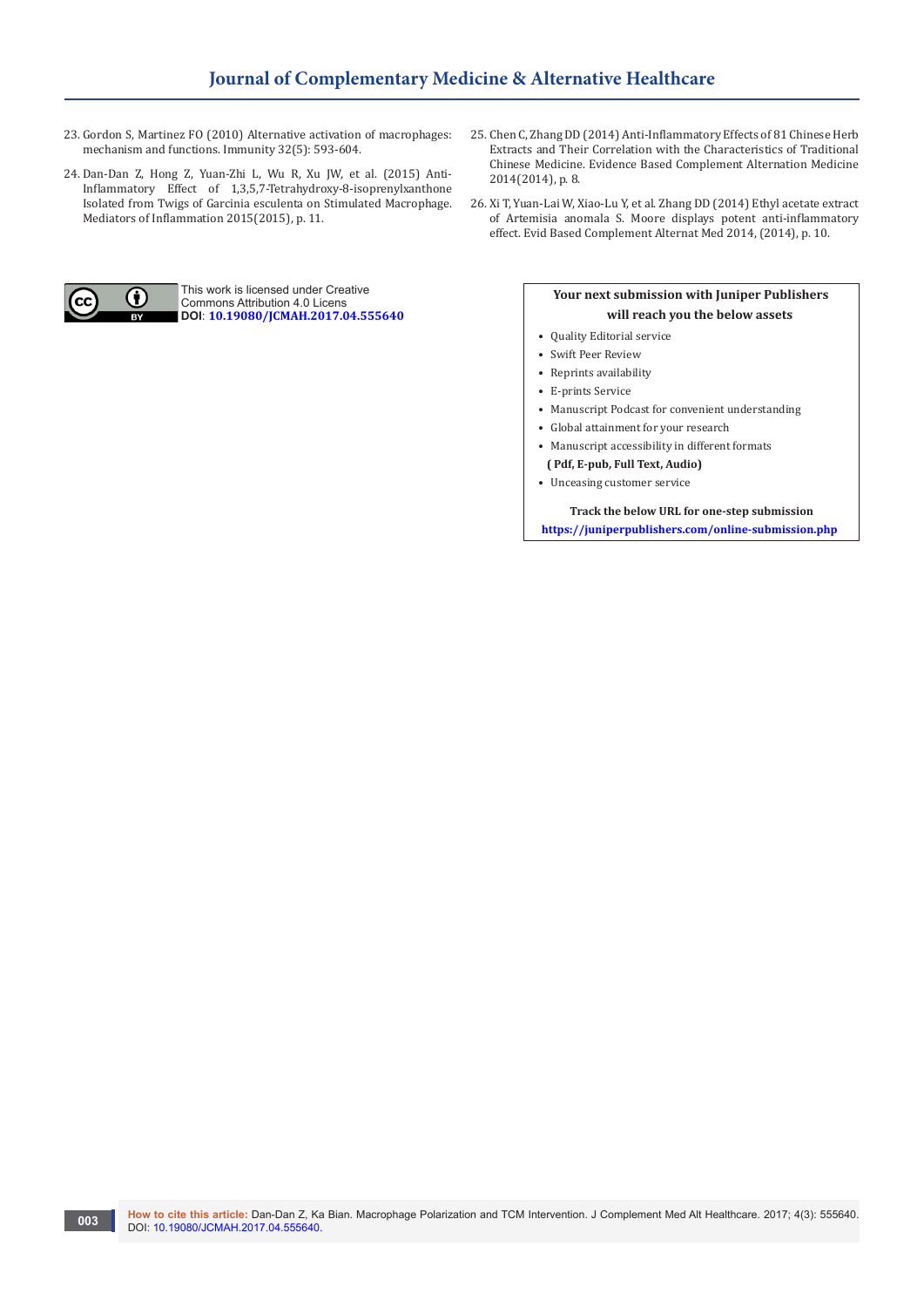23. Gordon S, Martinez FO (2010) Alternative activation of macrophages: mechanism and functions. Immunity 32(5): 593-604.
24. Dan-Dan Z, Hong Z, Yuan-Zhi L, Wu R, Xu JW, et al. (2015) Anti-Inflammatory Effect of 1,3,5,7-Tetrahydroxy-8-isoprenylxanthone Isolated from Twigs of Garcinia esculenta on Stimulated Macrophage. Mediators of Inflammation 2015(2015), p. 11.
25. Chen C, Zhang DD (2014) Anti-Inflammatory Effects of 81 Chinese Herb Extracts and Their Correlation with the Characteristics of Traditional Chinese Medicine. Evidence Based Complement Alternation Medicine 2014(2014), p. 8.
26. Xi T, Yuan-Lai W, Xiao-Lu Y, et al. Zhang DD (2014) Ethyl acetate extract of Artemisia anomala S. Moore displays potent anti-inflammatory effect. Evid Based Complement Alternat Med 2014, (2014), p. 10.

This work is licensed under Creative Commons Attribution 4.0 Licens
**DOI**: **10.19080/JCMAH.2017.04.555640**

**Your next submission with Juniper Publishers will reach you the below assets**

- Quality Editorial service
- Swift Peer Review
- Reprints availability
- E-prints Service
- Manuscript Podcast for convenient understanding
- Global attainment for your research
- Manuscript accessibility in different formats
  **( Pdf, E-pub, Full Text, Audio)**
- Unceasing customer service

**Track the below URL for one-step submission**
**https://juniperpublishers.com/online-submission.php**

**How to cite this article:** Dan-Dan Z, Ka Bian. Macrophage Polarization and TCM Intervention. J Complement Med Alt Healthcare. 2017; 4(3): 555640. DOI: 10.19080/JCMAH.2017.04.555640.